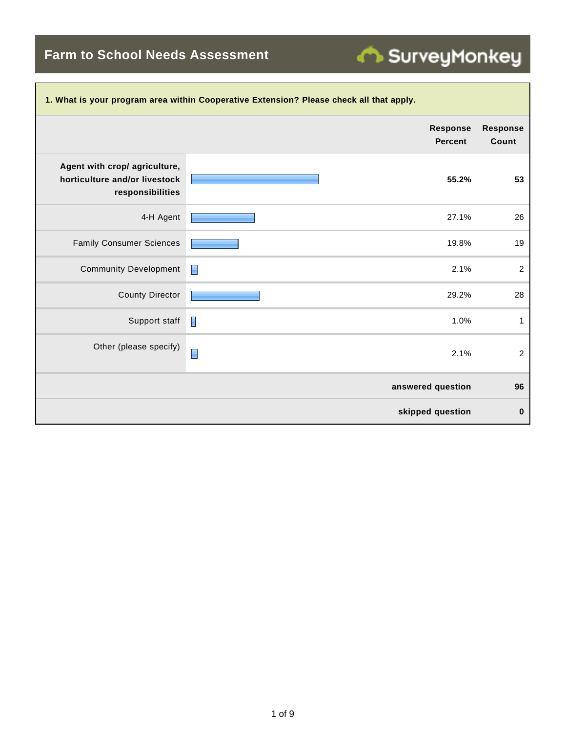# Farm to School Needs Assessment

SurveyMonkey

**1. What is your program area within Cooperative Extension? Please check all that apply.**

| | Response Percent | Response Count |
|---|---|---|
| **Agent with crop/ agriculture, horticulture and/or livestock responsibilities** | **55.2%** | **53** |
| 4-H Agent | 27.1% | 26 |
| Family Consumer Sciences | 19.8% | 19 |
| Community Development | 2.1% | 2 |
| County Director | 29.2% | 28 |
| Support staff | 1.0% | 1 |
| Other (please specify) | 2.1% | 2 |
| | **answered question** | **96** |
| | **skipped question** | **0** |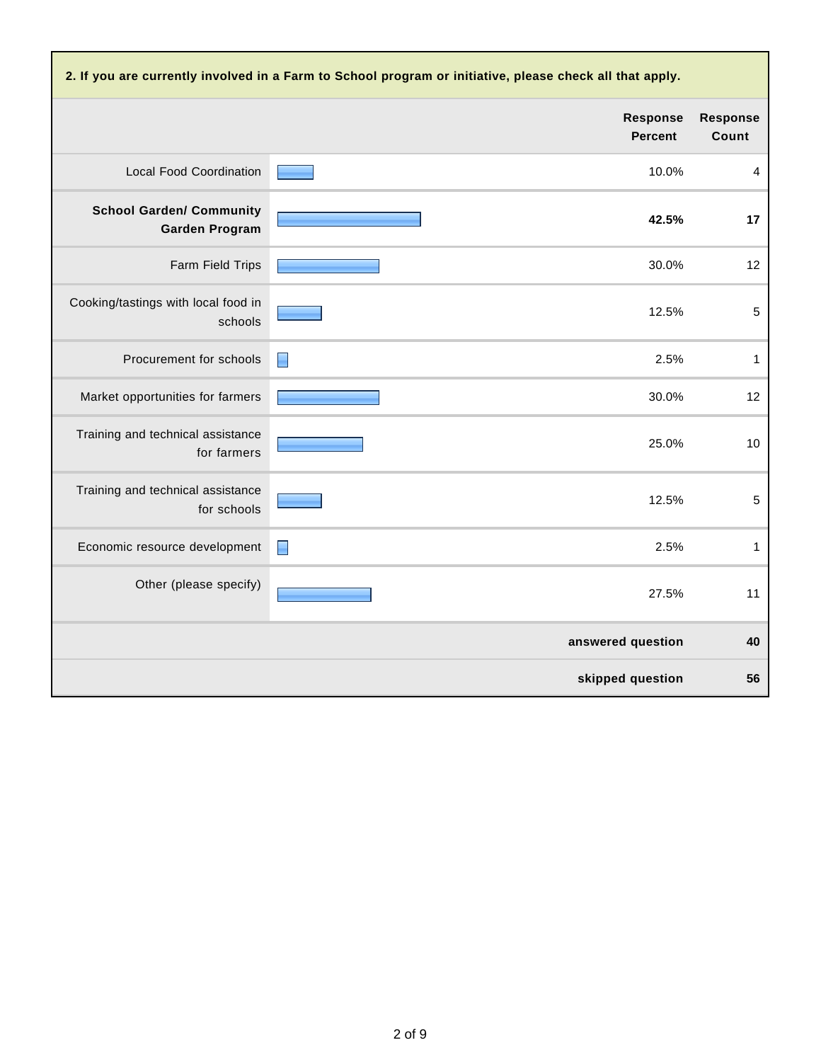**2. If you are currently involved in a Farm to School program or initiative, please check all that apply.**

| | Response Percent | Response Count |
|---|---|---|
| Local Food Coordination | 10.0% | 4 |
| **School Garden/ Community Garden Program** | **42.5%** | **17** |
| Farm Field Trips | 30.0% | 12 |
| Cooking/tastings with local food in schools | 12.5% | 5 |
| Procurement for schools | 2.5% | 1 |
| Market opportunities for farmers | 30.0% | 12 |
| Training and technical assistance for farmers | 25.0% | 10 |
| Training and technical assistance for schools | 12.5% | 5 |
| Economic resource development | 2.5% | 1 |
| Other (please specify) | 27.5% | 11 |
| | **answered question** | **40** |
| | **skipped question** | **56** |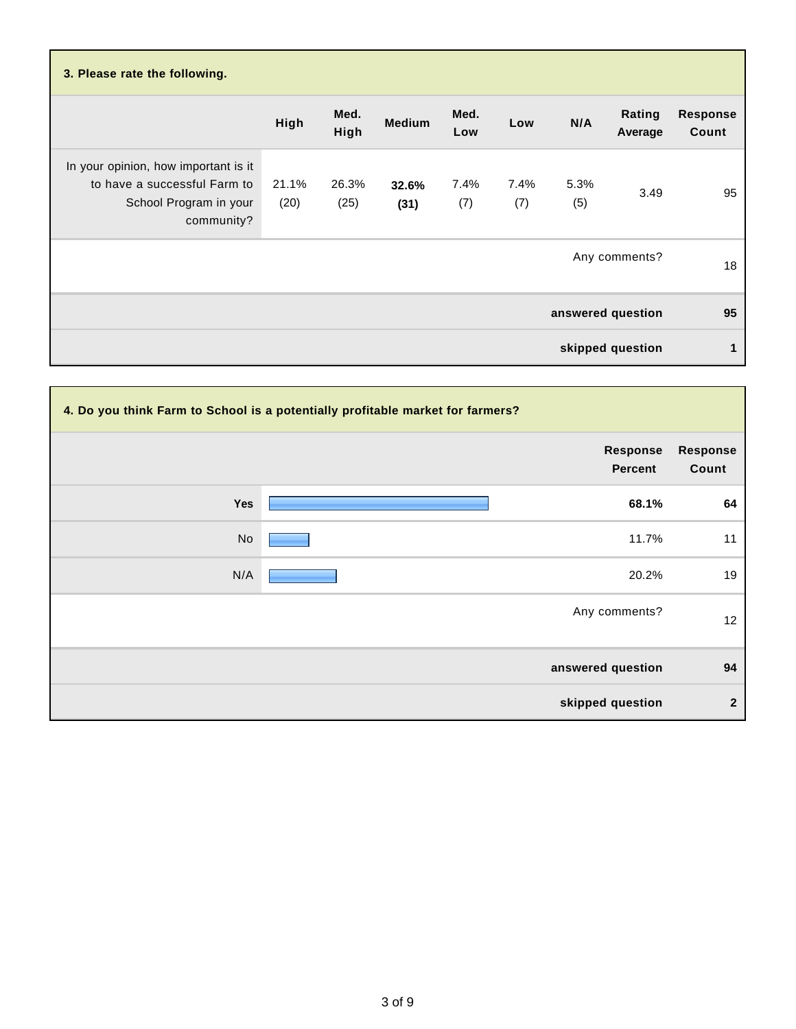### 3. Please rate the following.

| | High | Med. High | Medium | Med. Low | Low | N/A | Rating Average | Response Count |
|---|---|---|---|---|---|---|---|---|
| In your opinion, how important is it to have a successful Farm to School Program in your community? | 21.1% (20) | 26.3% (25) | **32.6% (31)** | 7.4% (7) | 7.4% (7) | 5.3% (5) | 3.49 | 95 |
| | | | | | | | Any comments? | 18 |
| | | | | | | | **answered question** | **95** |
| | | | | | | | **skipped question** | **1** |

### 4. Do you think Farm to School is a potentially profitable market for farmers?

| | Response Percent | Response Count |
|---|---|---|
| **Yes** | **68.1%** | **64** |
| No | 11.7% | 11 |
| N/A | 20.2% | 19 |
| | Any comments? | 12 |
| | **answered question** | **94** |
| | **skipped question** | **2** |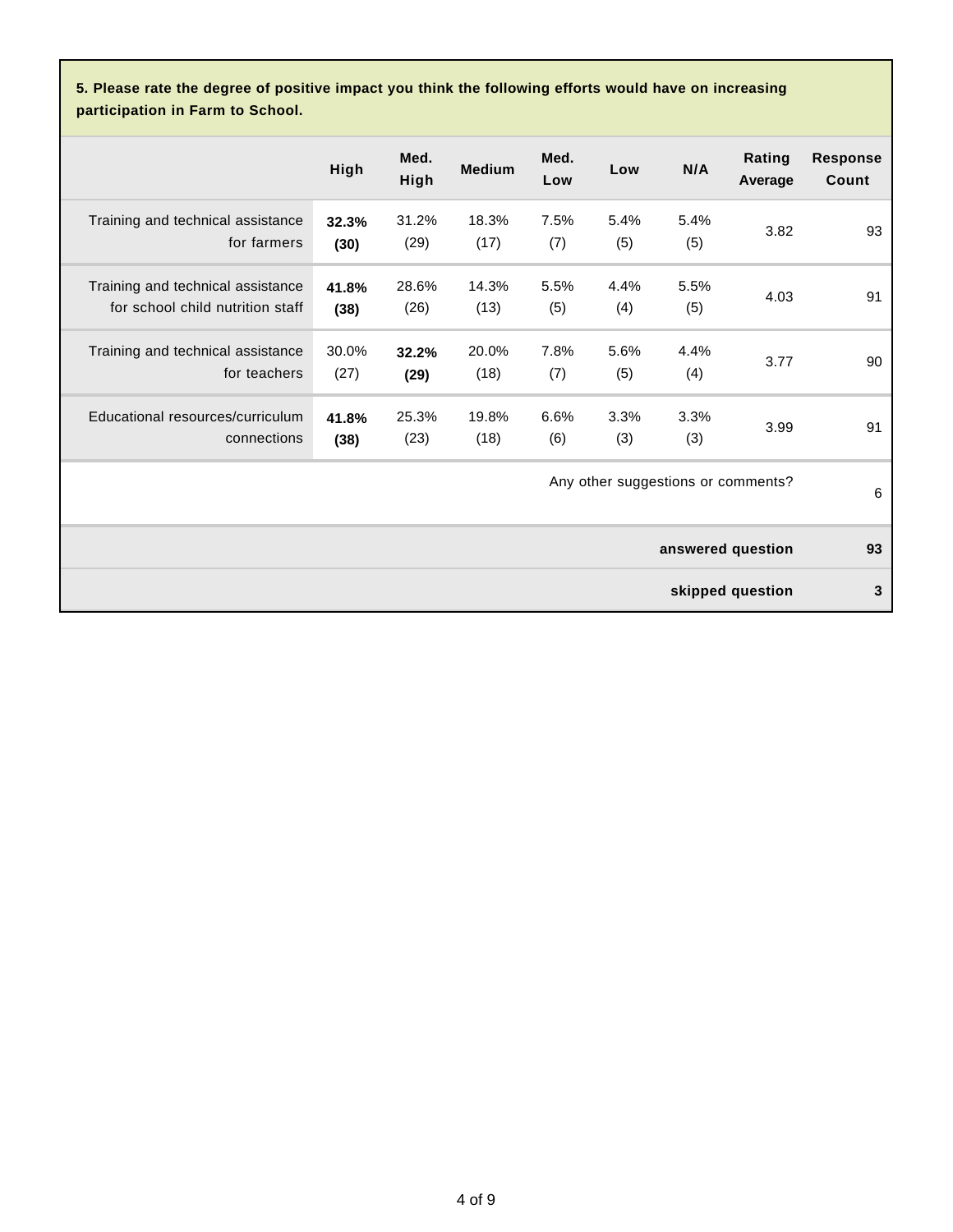**5. Please rate the degree of positive impact you think the following efforts would have on increasing participation in Farm to School.**

| | High | Med. High | Medium | Med. Low | Low | N/A | Rating Average | Response Count |
|---|---|---|---|---|---|---|---|---|
| Training and technical assistance for farmers | **32.3% (30)** | 31.2% (29) | 18.3% (17) | 7.5% (7) | 5.4% (5) | 5.4% (5) | 3.82 | 93 |
| Training and technical assistance for school child nutrition staff | **41.8% (38)** | 28.6% (26) | 14.3% (13) | 5.5% (5) | 4.4% (4) | 5.5% (5) | 4.03 | 91 |
| Training and technical assistance for teachers | 30.0% (27) | **32.2% (29)** | 20.0% (18) | 7.8% (7) | 5.6% (5) | 4.4% (4) | 3.77 | 90 |
| Educational resources/curriculum connections | **41.8% (38)** | 25.3% (23) | 19.8% (18) | 6.6% (6) | 3.3% (3) | 3.3% (3) | 3.99 | 91 |
| | | | | | | | Any other suggestions or comments? | 6 |
| | | | | | | | **answered question** | **93** |
| | | | | | | | **skipped question** | **3** |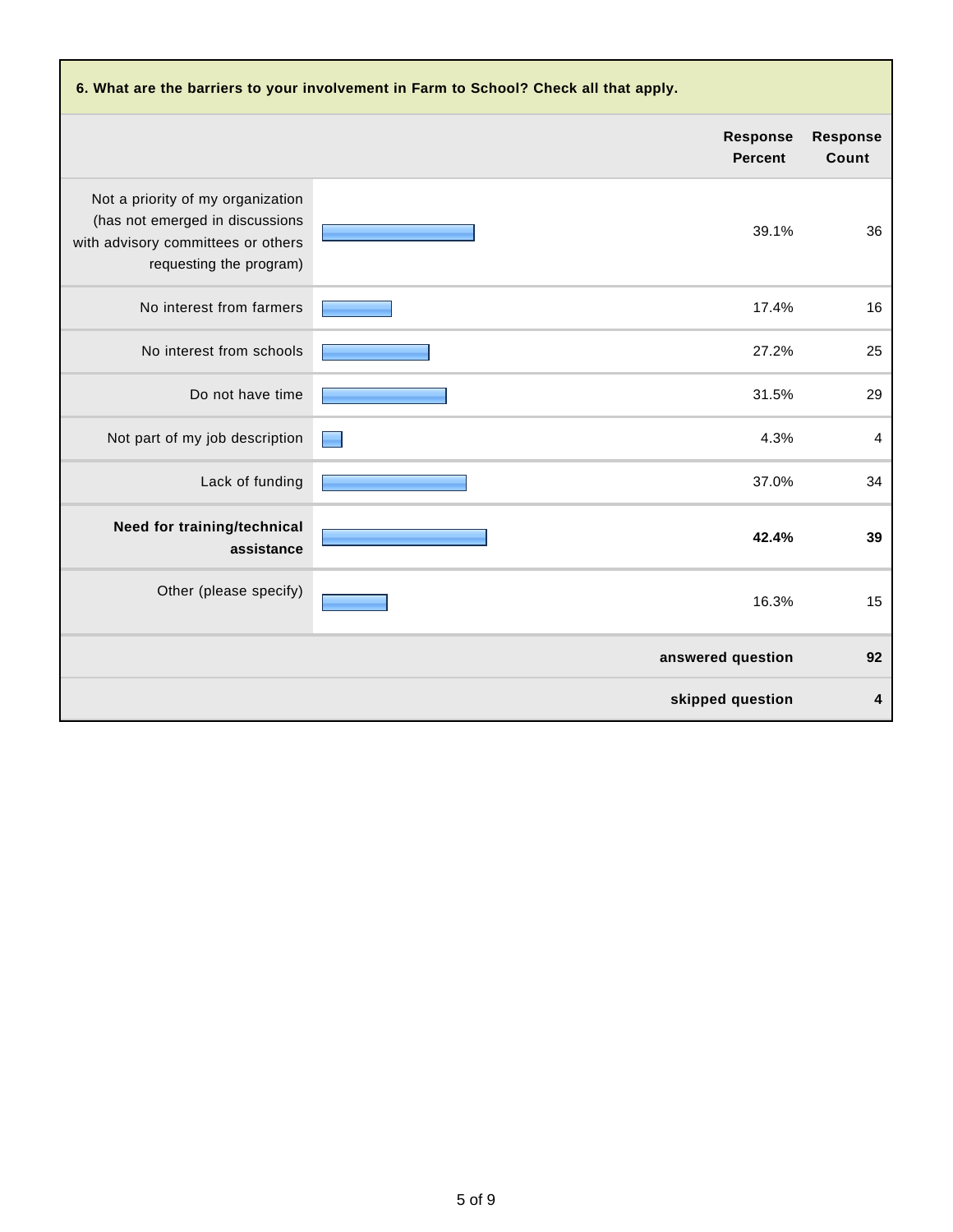**6. What are the barriers to your involvement in Farm to School? Check all that apply.**

| | Response Percent | Response Count |
|---|---|---|
| Not a priority of my organization (has not emerged in discussions with advisory committees or others requesting the program) | 39.1% | 36 |
| No interest from farmers | 17.4% | 16 |
| No interest from schools | 27.2% | 25 |
| Do not have time | 31.5% | 29 |
| Not part of my job description | 4.3% | 4 |
| Lack of funding | 37.0% | 34 |
| **Need for training/technical assistance** | **42.4%** | **39** |
| Other (please specify) | 16.3% | 15 |
| | **answered question** | **92** |
| | **skipped question** | **4** |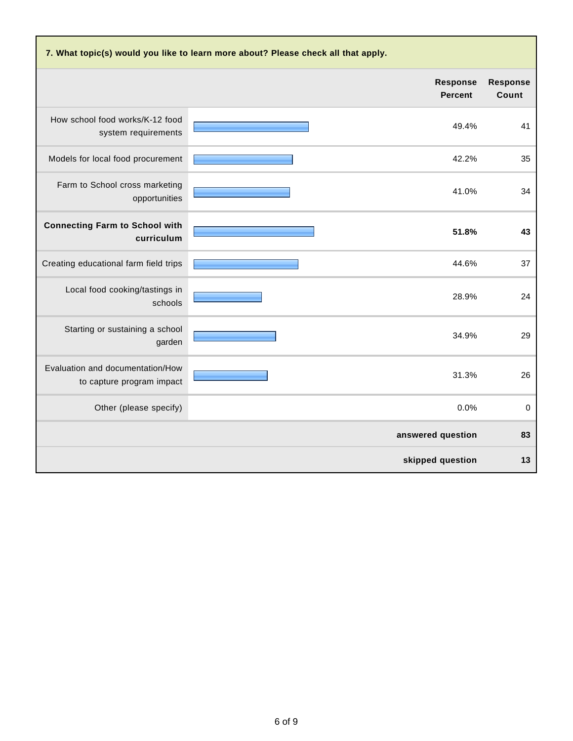**7. What topic(s) would you like to learn more about? Please check all that apply.**

| | Response Percent | Response Count |
|---|---|---|
| How school food works/K-12 food system requirements | 49.4% | 41 |
| Models for local food procurement | 42.2% | 35 |
| Farm to School cross marketing opportunities | 41.0% | 34 |
| **Connecting Farm to School with curriculum** | **51.8%** | **43** |
| Creating educational farm field trips | 44.6% | 37 |
| Local food cooking/tastings in schools | 28.9% | 24 |
| Starting or sustaining a school garden | 34.9% | 29 |
| Evaluation and documentation/How to capture program impact | 31.3% | 26 |
| Other (please specify) | 0.0% | 0 |
| | **answered question** | **83** |
| | **skipped question** | **13** |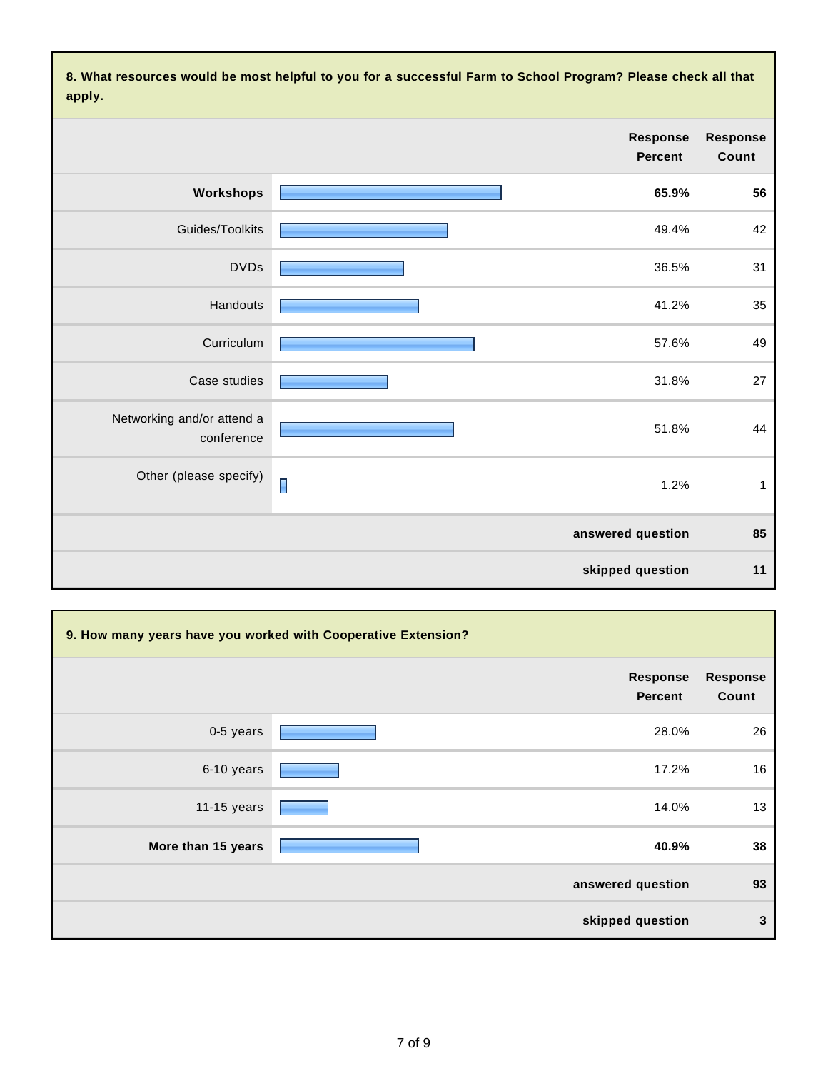**8. What resources would be most helpful to you for a successful Farm to School Program? Please check all that apply.**

| | Response Percent | Response Count |
|---|---|---|
| **Workshops** | **65.9%** | **56** |
| Guides/Toolkits | 49.4% | 42 |
| DVDs | 36.5% | 31 |
| Handouts | 41.2% | 35 |
| Curriculum | 57.6% | 49 |
| Case studies | 31.8% | 27 |
| Networking and/or attend a conference | 51.8% | 44 |
| Other (please specify) | 1.2% | 1 |
| | **answered question** | **85** |
| | **skipped question** | **11** |

**9. How many years have you worked with Cooperative Extension?**

| | Response Percent | Response Count |
|---|---|---|
| 0-5 years | 28.0% | 26 |
| 6-10 years | 17.2% | 16 |
| 11-15 years | 14.0% | 13 |
| **More than 15 years** | **40.9%** | **38** |
| | **answered question** | **93** |
| | **skipped question** | **3** |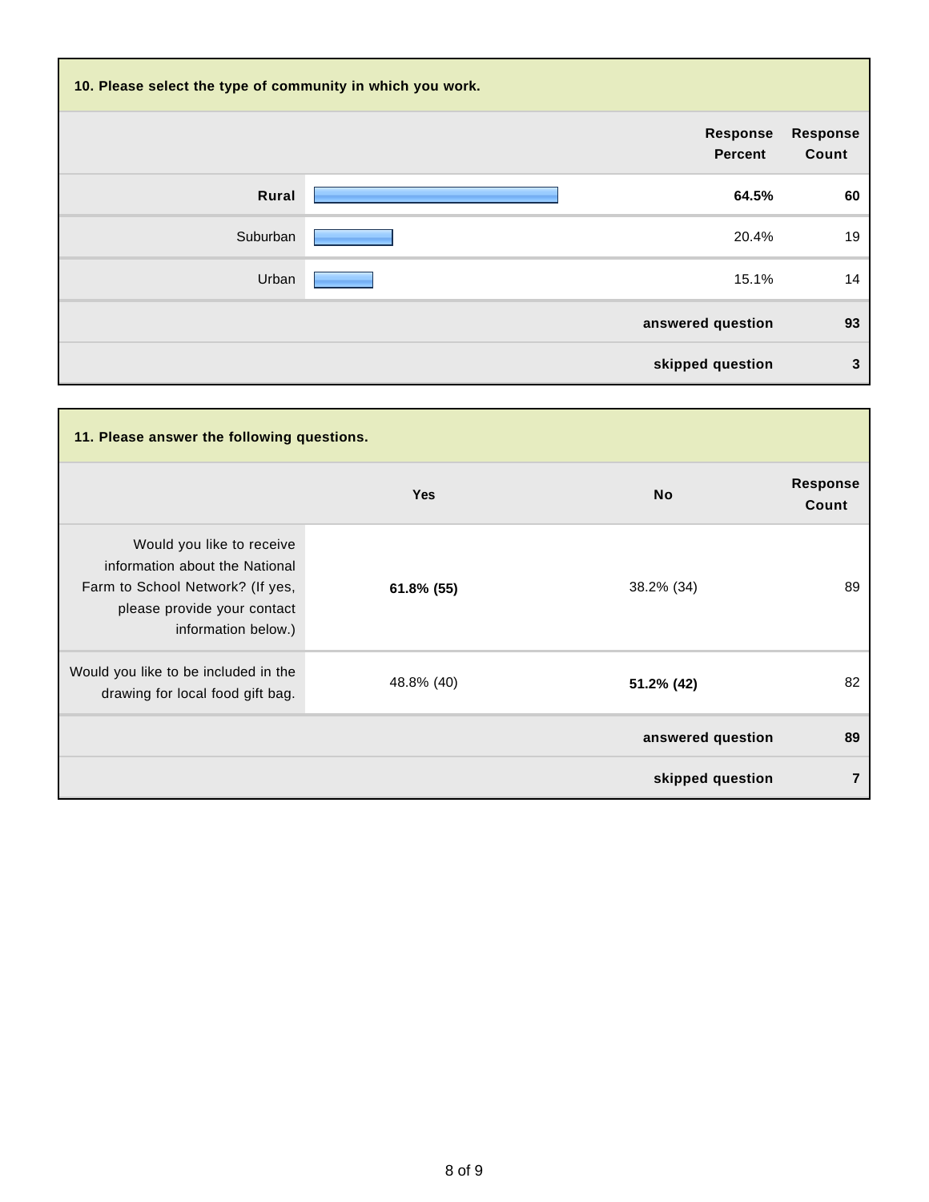### 10. Please select the type of community in which you work.

| | Response Percent | Response Count |
|---|---|---|
| **Rural** | **64.5%** | **60** |
| Suburban | 20.4% | 19 |
| Urban | 15.1% | 14 |
| | **answered question** | **93** |
| | **skipped question** | **3** |

### 11. Please answer the following questions.

| | Yes | No | Response Count |
|---|---|---|---|
| Would you like to receive information about the National Farm to School Network? (If yes, please provide your contact information below.) | **61.8% (55)** | 38.2% (34) | 89 |
| Would you like to be included in the drawing for local food gift bag. | 48.8% (40) | **51.2% (42)** | 82 |
| | | **answered question** | **89** |
| | | **skipped question** | **7** |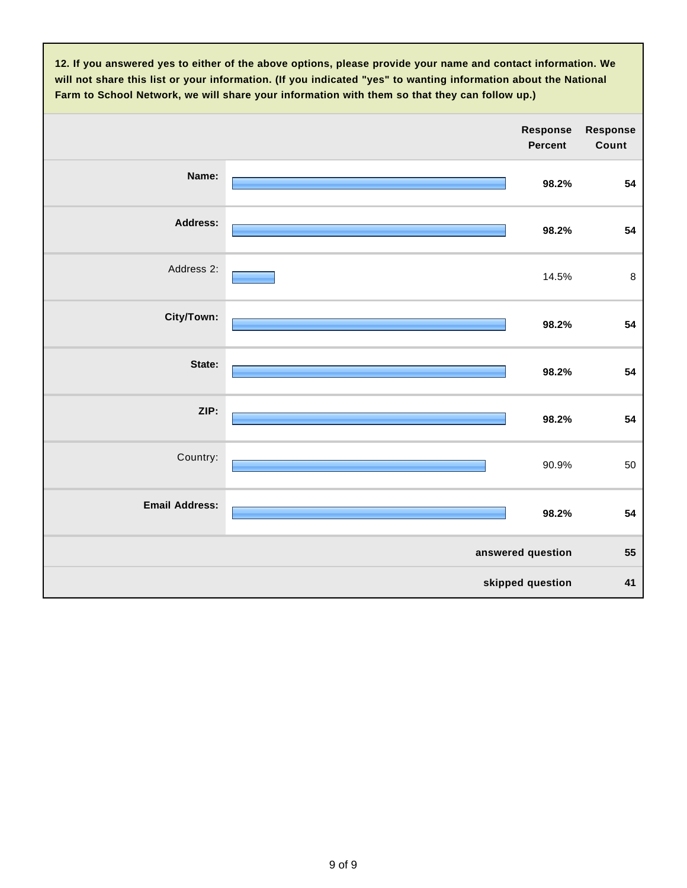**12. If you answered yes to either of the above options, please provide your name and contact information. We will not share this list or your information. (If you indicated "yes" to wanting information about the National Farm to School Network, we will share your information with them so that they can follow up.)**

| | Response Percent | Response Count |
|---|---|---|
| **Name:** | **98.2%** | **54** |
| **Address:** | **98.2%** | **54** |
| Address 2: | 14.5% | 8 |
| **City/Town:** | **98.2%** | **54** |
| **State:** | **98.2%** | **54** |
| **ZIP:** | **98.2%** | **54** |
| Country: | 90.9% | 50 |
| **Email Address:** | **98.2%** | **54** |
| | **answered question** | **55** |
| | **skipped question** | **41** |